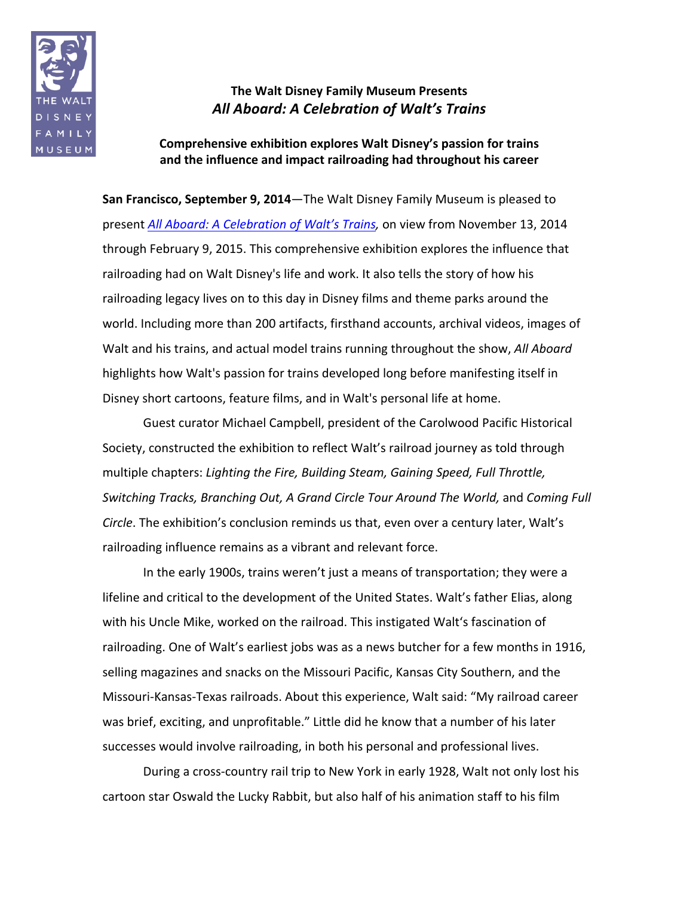**The Walt Disney Family Museum Presents**
***All Aboard: A Celebration of Walt's Trains***

**Comprehensive exhibition explores Walt Disney's passion for trains and the influence and impact railroading had throughout his career**

**San Francisco, September 9, 2014**—The Walt Disney Family Museum is pleased to present *All Aboard: A Celebration of Walt's Trains*, on view from November 13, 2014 through February 9, 2015. This comprehensive exhibition explores the influence that railroading had on Walt Disney's life and work. It also tells the story of how his railroading legacy lives on to this day in Disney films and theme parks around the world. Including more than 200 artifacts, firsthand accounts, archival videos, images of Walt and his trains, and actual model trains running throughout the show, *All Aboard* highlights how Walt's passion for trains developed long before manifesting itself in Disney short cartoons, feature films, and in Walt's personal life at home.

Guest curator Michael Campbell, president of the Carolwood Pacific Historical Society, constructed the exhibition to reflect Walt's railroad journey as told through multiple chapters: *Lighting the Fire, Building Steam, Gaining Speed, Full Throttle, Switching Tracks, Branching Out, A Grand Circle Tour Around The World,* and *Coming Full Circle*. The exhibition's conclusion reminds us that, even over a century later, Walt's railroading influence remains as a vibrant and relevant force.

In the early 1900s, trains weren't just a means of transportation; they were a lifeline and critical to the development of the United States. Walt's father Elias, along with his Uncle Mike, worked on the railroad. This instigated Walt's fascination of railroading. One of Walt's earliest jobs was as a news butcher for a few months in 1916, selling magazines and snacks on the Missouri Pacific, Kansas City Southern, and the Missouri-Kansas-Texas railroads. About this experience, Walt said: "My railroad career was brief, exciting, and unprofitable." Little did he know that a number of his later successes would involve railroading, in both his personal and professional lives.

During a cross-country rail trip to New York in early 1928, Walt not only lost his cartoon star Oswald the Lucky Rabbit, but also half of his animation staff to his film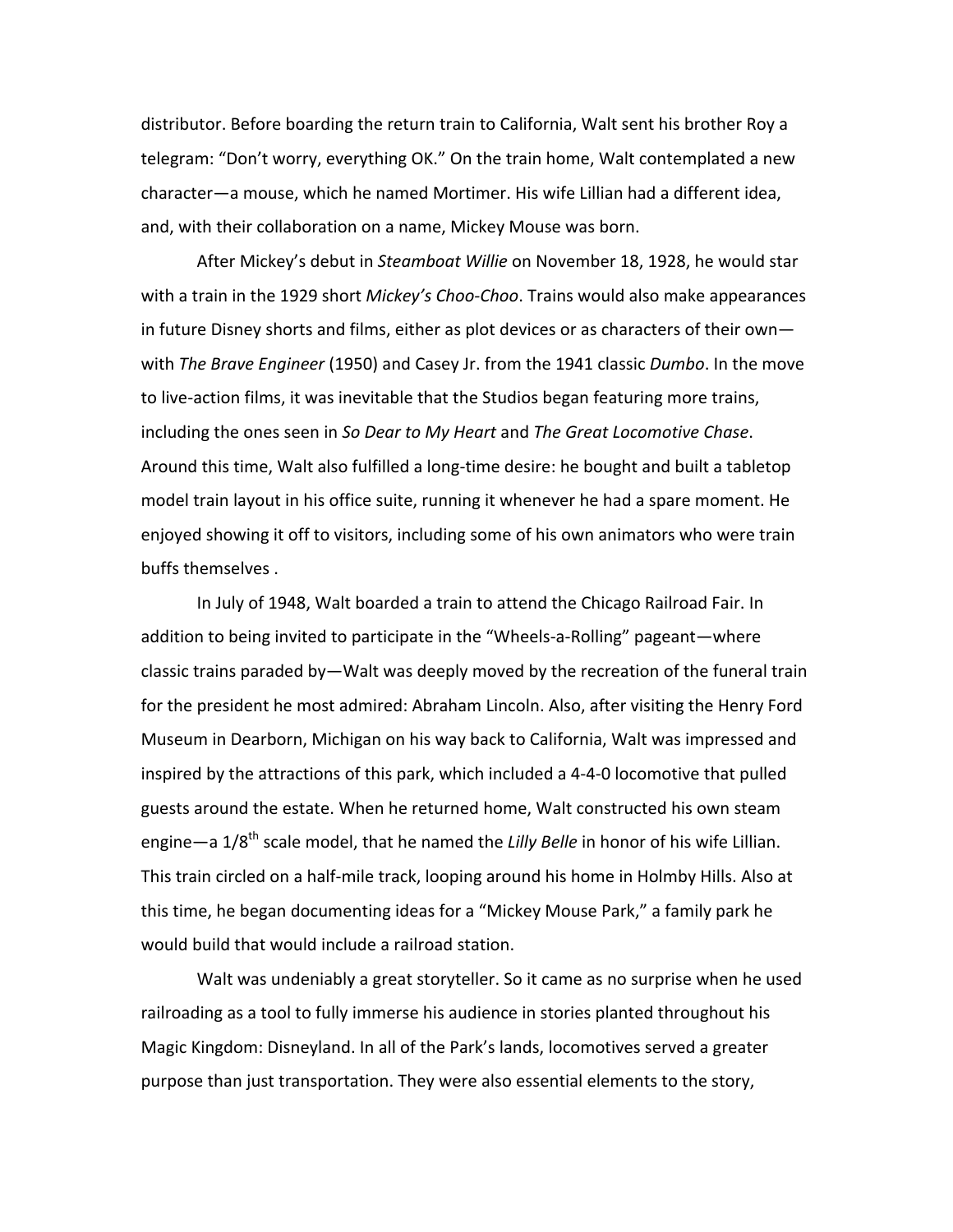distributor. Before boarding the return train to California, Walt sent his brother Roy a telegram: "Don't worry, everything OK." On the train home, Walt contemplated a new character—a mouse, which he named Mortimer. His wife Lillian had a different idea, and, with their collaboration on a name, Mickey Mouse was born.

After Mickey's debut in *Steamboat Willie* on November 18, 1928, he would star with a train in the 1929 short *Mickey's Choo-Choo*. Trains would also make appearances in future Disney shorts and films, either as plot devices or as characters of their own—with *The Brave Engineer* (1950) and Casey Jr. from the 1941 classic *Dumbo*. In the move to live-action films, it was inevitable that the Studios began featuring more trains, including the ones seen in *So Dear to My Heart* and *The Great Locomotive Chase*. Around this time, Walt also fulfilled a long-time desire: he bought and built a tabletop model train layout in his office suite, running it whenever he had a spare moment. He enjoyed showing it off to visitors, including some of his own animators who were train buffs themselves .

In July of 1948, Walt boarded a train to attend the Chicago Railroad Fair. In addition to being invited to participate in the "Wheels-a-Rolling" pageant—where classic trains paraded by—Walt was deeply moved by the recreation of the funeral train for the president he most admired: Abraham Lincoln. Also, after visiting the Henry Ford Museum in Dearborn, Michigan on his way back to California, Walt was impressed and inspired by the attractions of this park, which included a 4-4-0 locomotive that pulled guests around the estate. When he returned home, Walt constructed his own steam engine—a 1/8th scale model, that he named the *Lilly Belle* in honor of his wife Lillian. This train circled on a half-mile track, looping around his home in Holmby Hills. Also at this time, he began documenting ideas for a "Mickey Mouse Park," a family park he would build that would include a railroad station.

Walt was undeniably a great storyteller. So it came as no surprise when he used railroading as a tool to fully immerse his audience in stories planted throughout his Magic Kingdom: Disneyland. In all of the Park's lands, locomotives served a greater purpose than just transportation. They were also essential elements to the story,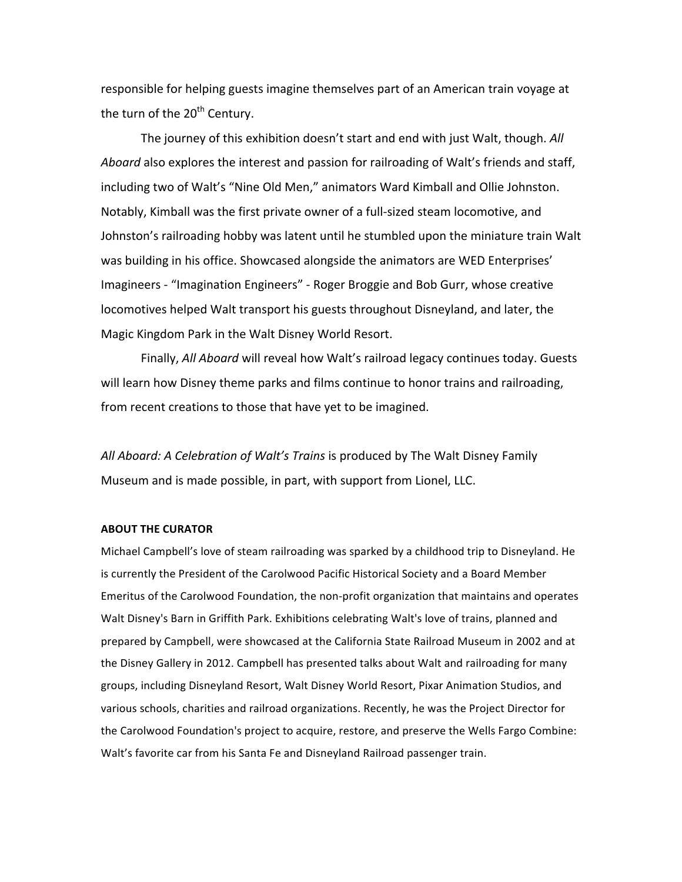responsible for helping guests imagine themselves part of an American train voyage at the turn of the 20th Century.

The journey of this exhibition doesn't start and end with just Walt, though. *All Aboard* also explores the interest and passion for railroading of Walt's friends and staff, including two of Walt's "Nine Old Men," animators Ward Kimball and Ollie Johnston. Notably, Kimball was the first private owner of a full-sized steam locomotive, and Johnston's railroading hobby was latent until he stumbled upon the miniature train Walt was building in his office. Showcased alongside the animators are WED Enterprises' Imagineers - "Imagination Engineers" - Roger Broggie and Bob Gurr, whose creative locomotives helped Walt transport his guests throughout Disneyland, and later, the Magic Kingdom Park in the Walt Disney World Resort.

Finally, *All Aboard* will reveal how Walt's railroad legacy continues today. Guests will learn how Disney theme parks and films continue to honor trains and railroading, from recent creations to those that have yet to be imagined.

*All Aboard: A Celebration of Walt's Trains* is produced by The Walt Disney Family Museum and is made possible, in part, with support from Lionel, LLC.

**ABOUT THE CURATOR**

Michael Campbell's love of steam railroading was sparked by a childhood trip to Disneyland. He is currently the President of the Carolwood Pacific Historical Society and a Board Member Emeritus of the Carolwood Foundation, the non-profit organization that maintains and operates Walt Disney's Barn in Griffith Park. Exhibitions celebrating Walt's love of trains, planned and prepared by Campbell, were showcased at the California State Railroad Museum in 2002 and at the Disney Gallery in 2012. Campbell has presented talks about Walt and railroading for many groups, including Disneyland Resort, Walt Disney World Resort, Pixar Animation Studios, and various schools, charities and railroad organizations. Recently, he was the Project Director for the Carolwood Foundation's project to acquire, restore, and preserve the Wells Fargo Combine: Walt's favorite car from his Santa Fe and Disneyland Railroad passenger train.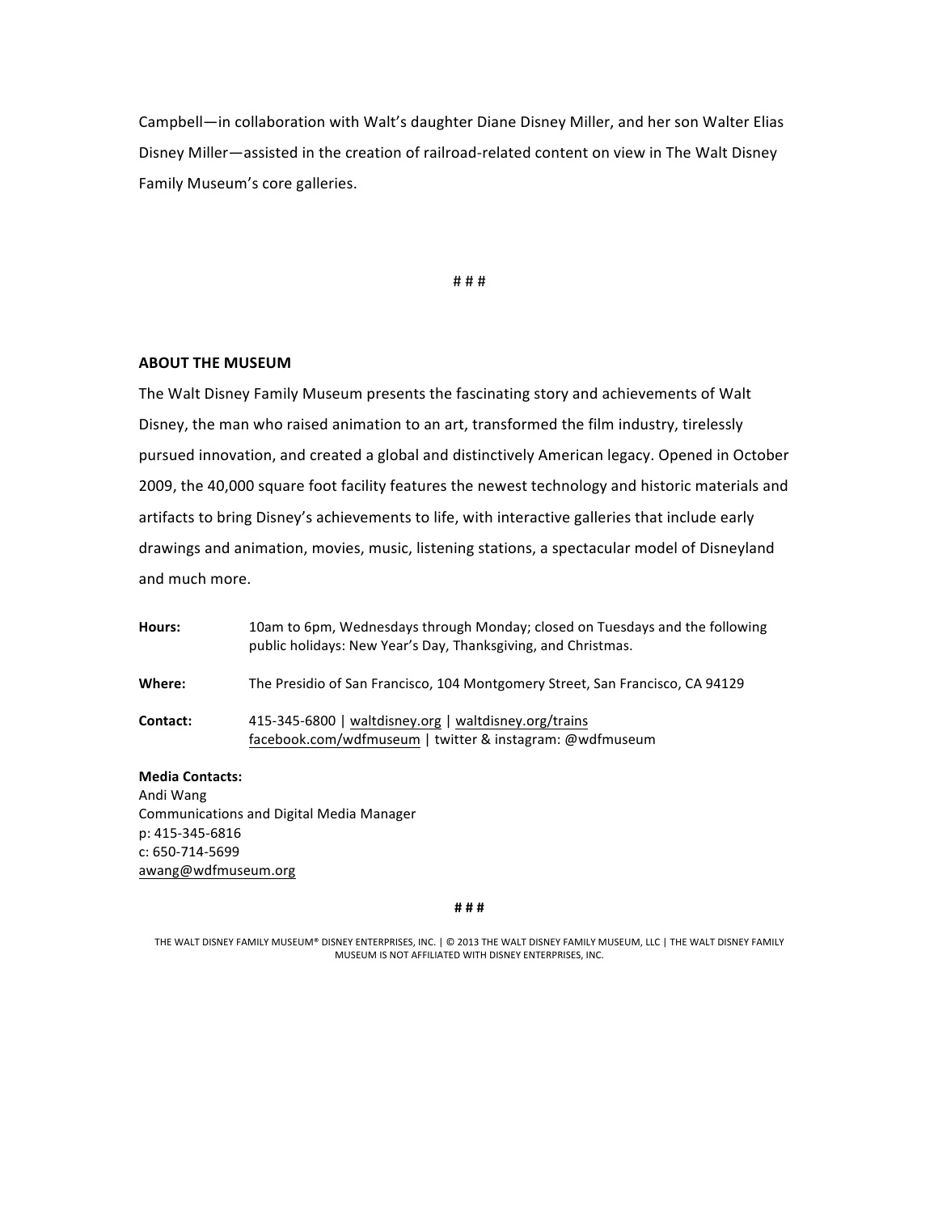Campbell—in collaboration with Walt's daughter Diane Disney Miller, and her son Walter Elias Disney Miller—assisted in the creation of railroad-related content on view in The Walt Disney Family Museum's core galleries.

# # #

**ABOUT THE MUSEUM**

The Walt Disney Family Museum presents the fascinating story and achievements of Walt Disney, the man who raised animation to an art, transformed the film industry, tirelessly pursued innovation, and created a global and distinctively American legacy. Opened in October 2009, the 40,000 square foot facility features the newest technology and historic materials and artifacts to bring Disney's achievements to life, with interactive galleries that include early drawings and animation, movies, music, listening stations, a spectacular model of Disneyland and much more.

| | |
|---|---|
| **Hours:** | 10am to 6pm, Wednesdays through Monday; closed on Tuesdays and the following public holidays: New Year's Day, Thanksgiving, and Christmas. |
| **Where:** | The Presidio of San Francisco, 104 Montgomery Street, San Francisco, CA 94129 |
| **Contact:** | 415-345-6800 \| waltdisney.org \| waltdisney.org/trains<br>facebook.com/wdfmuseum \| twitter & instagram: @wdfmuseum |

**Media Contacts:**
Andi Wang
Communications and Digital Media Manager
p: 415-345-6816
c: 650-714-5699
awang@wdfmuseum.org

**# # #**

THE WALT DISNEY FAMILY MUSEUM® DISNEY ENTERPRISES, INC. | © 2013 THE WALT DISNEY FAMILY MUSEUM, LLC | THE WALT DISNEY FAMILY MUSEUM IS NOT AFFILIATED WITH DISNEY ENTERPRISES, INC.